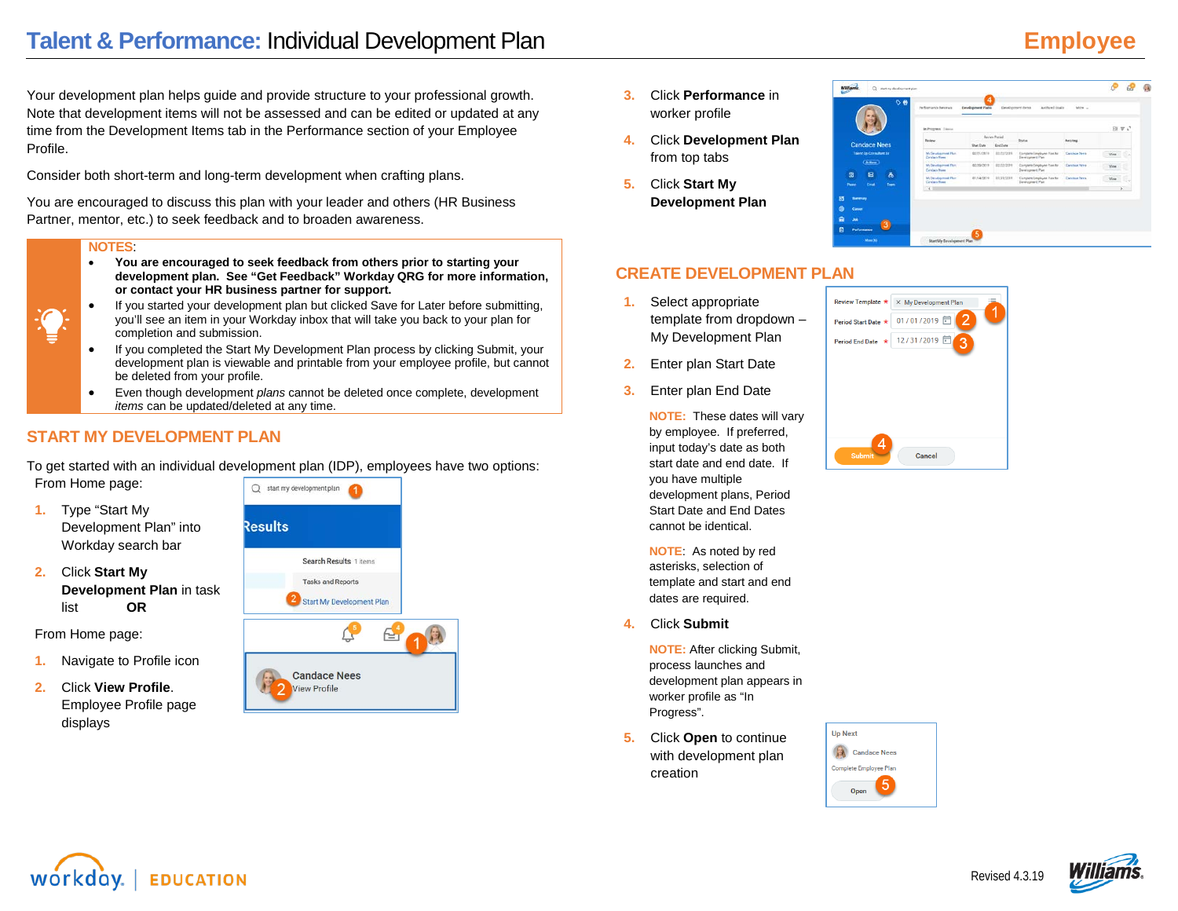# Talent & Performance: Individual Development Plan

Employee

Your development plan helps guide and provide structure to your professional growth. Note that development items will not be assessed and can be edited or updated at any time from the Development Items tab in the Performance section of your Employee Profile.

Consider both short-term and long-term development when crafting plans.

You are encouraged to discuss this plan with your leader and others (HR Business Partner, mentor, etc.) to seek feedback and to broaden awareness.

NOTES:

- **You are encouraged to seek feedback from others prior to starting your development plan. See "Get Feedback" Workday QRG for more information, or contact your HR business partner for support.**
- If you started your development plan but clicked Save for Later before submitting, you'll see an item in your Workday inbox that will take you back to your plan for completion and submission.
- If you completed the Start My Development Plan process by clicking Submit, your development plan is viewable and printable from your employee profile, but cannot be deleted from your profile.
- Even though development *plans* cannot be deleted once complete, development *items* can be updated/deleted at any time.

## START MY DEVELOPMENT PLAN

To get started with an individual development plan (IDP), employees have two options:

From Home page:

1. Type "Start My Development Plan" into Workday search bar
2. Click **Start My Development Plan** in task list **OR**

From Home page:

1. Navigate to Profile icon
2. Click **View Profile**. Employee Profile page displays
3. Click **Performance** in worker profile
4. Click **Development Plan** from top tabs
5. Click **Start My Development Plan**

## CREATE DEVELOPMENT PLAN

1. Select appropriate template from dropdown – My Development Plan
2. Enter plan Start Date
3. Enter plan End Date

   NOTE: These dates will vary by employee. If preferred, input today's date as both start date and end date. If you have multiple development plans, Period Start Date and End Dates cannot be identical.

   NOTE: As noted by red asterisks, selection of template and start and end dates are required.

4. Click **Submit**

   NOTE: After clicking Submit, process launches and development plan appears in worker profile as "In Progress".

5. Click **Open** to continue with development plan creation

Revised 4.3.19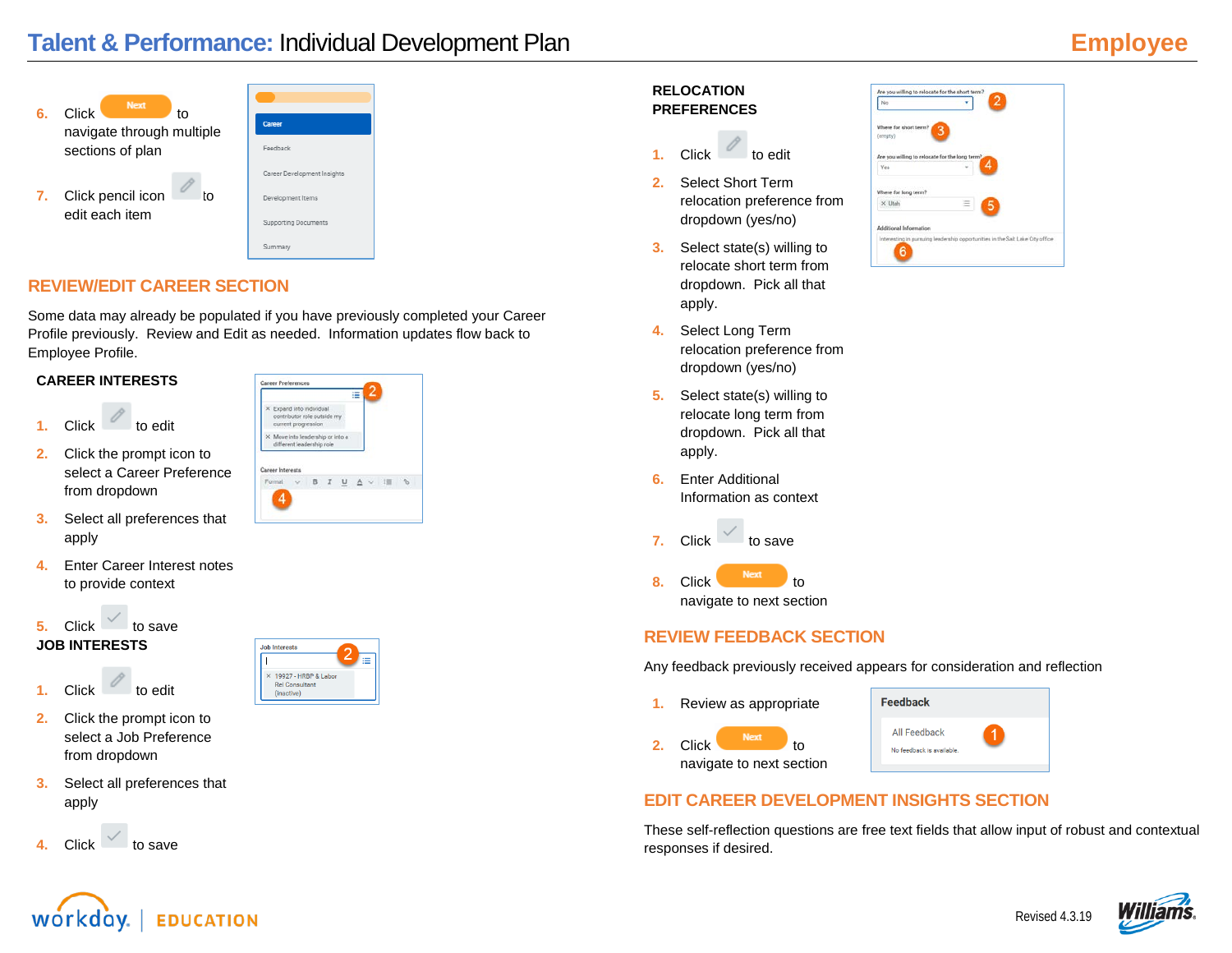6. Click **Next** to navigate through multiple sections of plan

7. Click pencil icon to edit each item

## REVIEW/EDIT CAREER SECTION

Some data may already be populated if you have previously completed your Career Profile previously. Review and Edit as needed. Information updates flow back to Employee Profile.

### CAREER INTERESTS

1. Click to edit
2. Click the prompt icon to select a Career Preference from dropdown
3. Select all preferences that apply
4. Enter Career Interest notes to provide context
5. Click to save

### JOB INTERESTS

1. Click to edit
2. Click the prompt icon to select a Job Preference from dropdown
3. Select all preferences that apply
4. Click to save

### RELOCATION PREFERENCES

1. Click to edit
2. Select Short Term relocation preference from dropdown (yes/no)
3. Select state(s) willing to relocate short term from dropdown. Pick all that apply.
4. Select Long Term relocation preference from dropdown (yes/no)
5. Select state(s) willing to relocate long term from dropdown. Pick all that apply.
6. Enter Additional Information as context
7. Click to save
8. Click **Next** to navigate to next section

## REVIEW FEEDBACK SECTION

Any feedback previously received appears for consideration and reflection

1. Review as appropriate
2. Click **Next** to navigate to next section

## EDIT CAREER DEVELOPMENT INSIGHTS SECTION

These self-reflection questions are free text fields that allow input of robust and contextual responses if desired.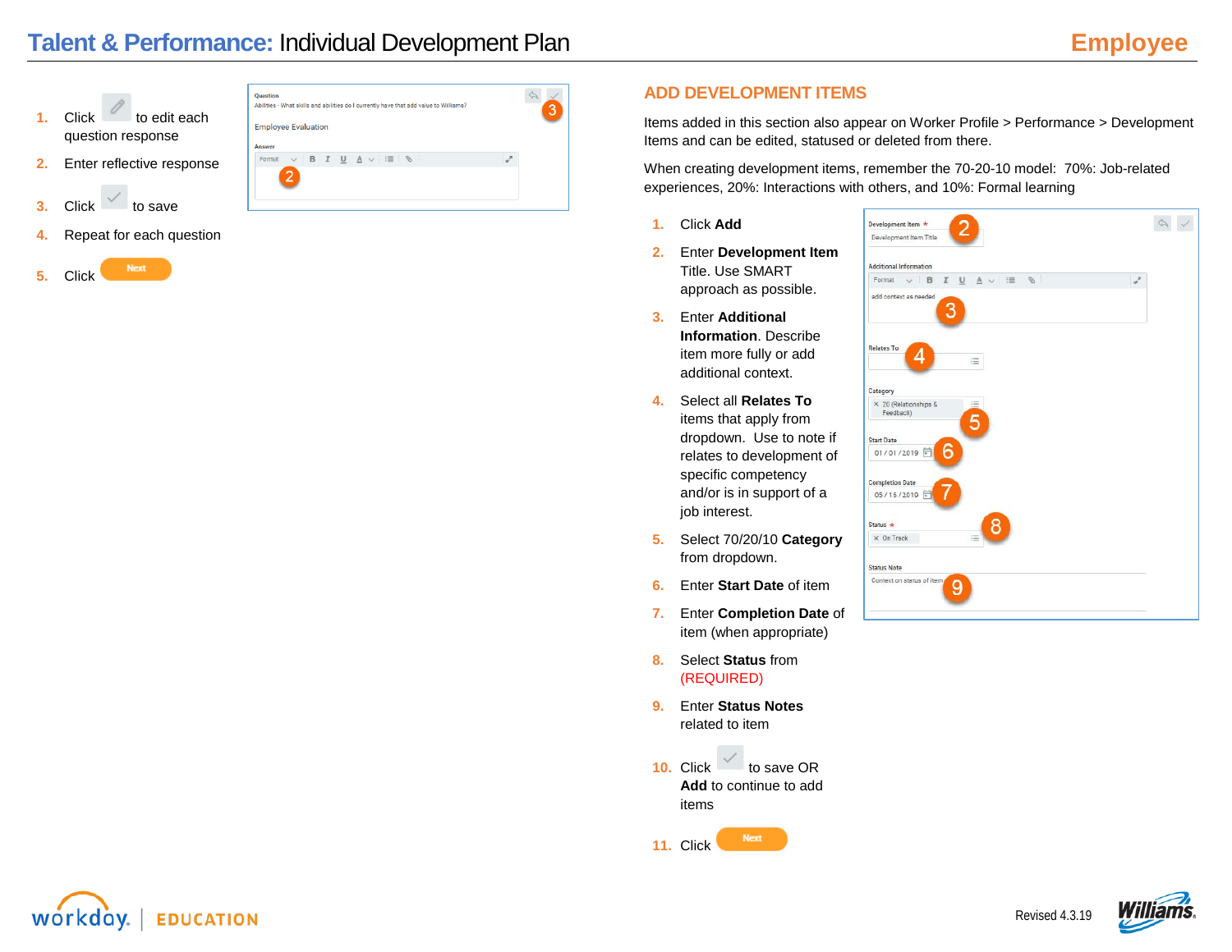# Talent & Performance: Individual Development Plan

**Employee**

1. Click to edit each question response
2. Enter reflective response
3. Click to save
4. Repeat for each question
5. Click Next

## ADD DEVELOPMENT ITEMS

Items added in this section also appear on Worker Profile > Performance > Development Items and can be edited, statused or deleted from there.

When creating development items, remember the 70-20-10 model: 70%: Job-related experiences, 20%: Interactions with others, and 10%: Formal learning

1. Click **Add**
2. Enter **Development Item** Title. Use SMART approach as possible.
3. Enter **Additional Information**. Describe item more fully or add additional context.
4. Select all **Relates To** items that apply from dropdown. Use to note if relates to development of specific competency and/or is in support of a job interest.
5. Select 70/20/10 **Category** from dropdown.
6. Enter **Start Date** of item
7. Enter **Completion Date** of item (when appropriate)
8. Select **Status** from (REQUIRED)
9. Enter **Status Notes** related to item
10. Click to save OR **Add** to continue to add items
11. Click Next

Revised 4.3.19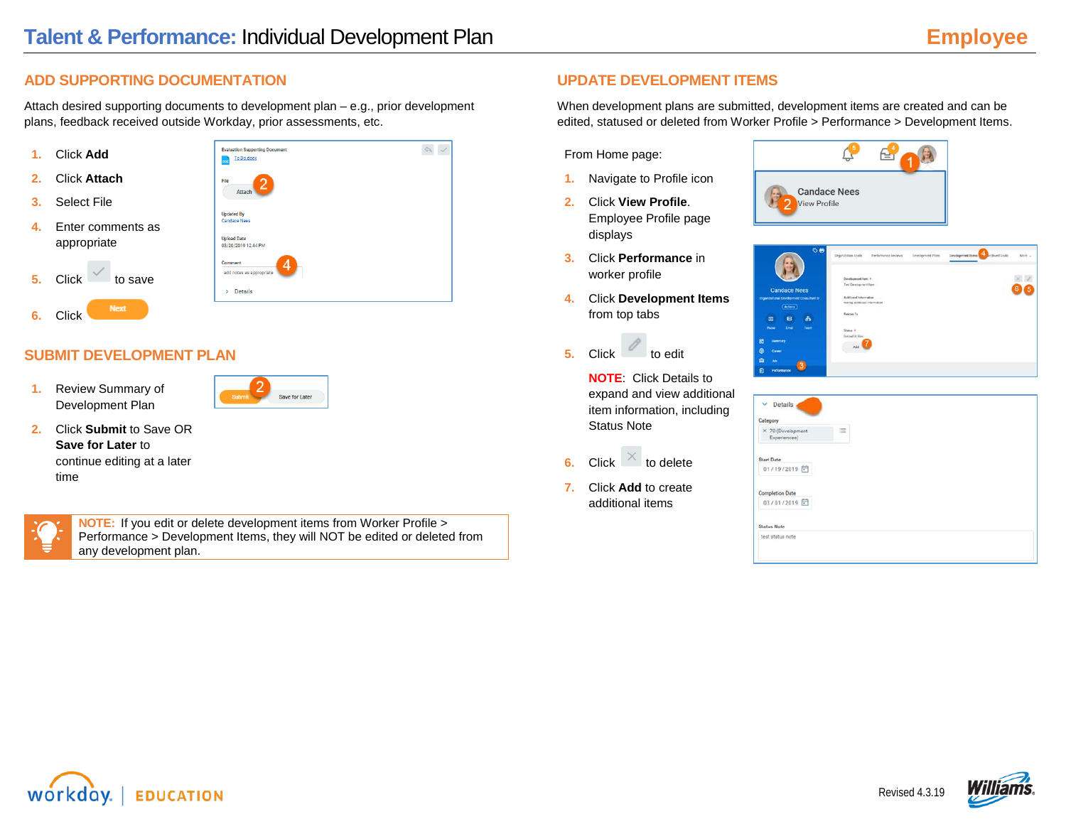# Talent & Performance: Individual Development Plan

**Employee**

## ADD SUPPORTING DOCUMENTATION

Attach desired supporting documents to development plan – e.g., prior development plans, feedback received outside Workday, prior assessments, etc.

1. Click **Add**
2. Click **Attach**
3. Select File
4. Enter comments as appropriate
5. Click ✓ to save
6. Click **Next**

## SUBMIT DEVELOPMENT PLAN

1. Review Summary of Development Plan
2. Click **Submit** to Save OR **Save for Later** to continue editing at a later time

**NOTE:** If you edit or delete development items from Worker Profile > Performance > Development Items, they will NOT be edited or deleted from any development plan.

## UPDATE DEVELOPMENT ITEMS

When development plans are submitted, development items are created and can be edited, statused or deleted from Worker Profile > Performance > Development Items.

From Home page:

1. Navigate to Profile icon
2. Click **View Profile**. Employee Profile page displays
3. Click **Performance** in worker profile
4. Click **Development Items** from top tabs
5. Click ✎ to edit

   **NOTE**: Click Details to expand and view additional item information, including Status Note
6. Click ✕ to delete
7. Click **Add** to create additional items

workday. | EDUCATION

Revised 4.3.19

Williams.